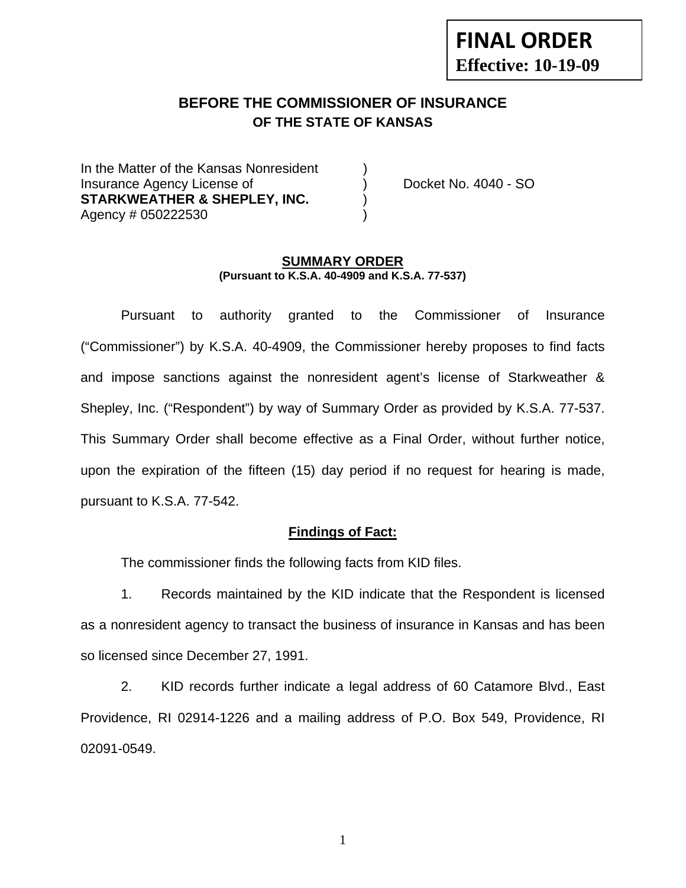**FINAL ORDER**
**Effective: 10-19-09**

# BEFORE THE COMMISSIONER OF INSURANCE
## OF THE STATE OF KANSAS

In the Matter of the Kansas Nonresident )
Insurance Agency License of ) Docket No. 4040 - SO
**STARKWEATHER & SHEPLEY, INC.** )
Agency # 050222530 )

### SUMMARY ORDER
**(Pursuant to K.S.A. 40-4909 and K.S.A. 77-537)**

Pursuant to authority granted to the Commissioner of Insurance ("Commissioner") by K.S.A. 40-4909, the Commissioner hereby proposes to find facts and impose sanctions against the nonresident agent's license of Starkweather & Shepley, Inc. ("Respondent") by way of Summary Order as provided by K.S.A. 77-537. This Summary Order shall become effective as a Final Order, without further notice, upon the expiration of the fifteen (15) day period if no request for hearing is made, pursuant to K.S.A. 77-542.

### Findings of Fact:

The commissioner finds the following facts from KID files.

1. Records maintained by the KID indicate that the Respondent is licensed as a nonresident agency to transact the business of insurance in Kansas and has been so licensed since December 27, 1991.

2. KID records further indicate a legal address of 60 Catamore Blvd., East Providence, RI 02914-1226 and a mailing address of P.O. Box 549, Providence, RI 02091-0549.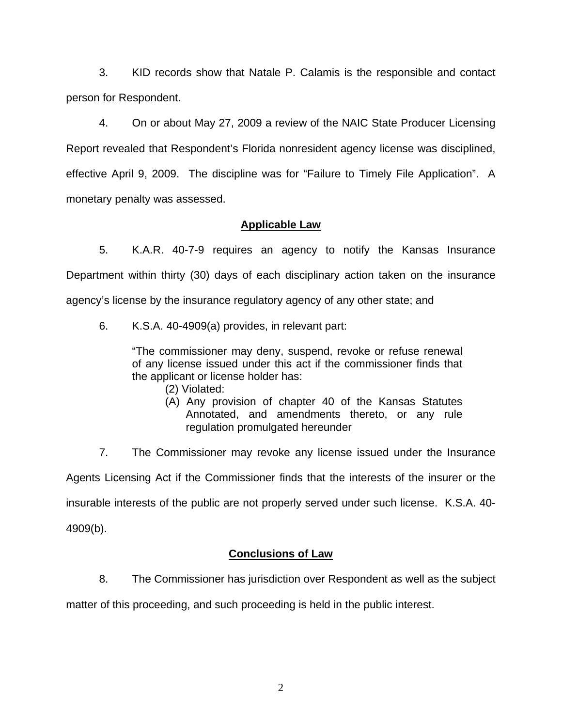3. KID records show that Natale P. Calamis is the responsible and contact person for Respondent.

4. On or about May 27, 2009 a review of the NAIC State Producer Licensing Report revealed that Respondent's Florida nonresident agency license was disciplined, effective April 9, 2009. The discipline was for "Failure to Timely File Application". A monetary penalty was assessed.

## Applicable Law

5. K.A.R. 40-7-9 requires an agency to notify the Kansas Insurance Department within thirty (30) days of each disciplinary action taken on the insurance agency's license by the insurance regulatory agency of any other state; and

6. K.S.A. 40-4909(a) provides, in relevant part:

> "The commissioner may deny, suspend, revoke or refuse renewal of any license issued under this act if the commissioner finds that the applicant or license holder has:
>
> (2) Violated:
>
> (A) Any provision of chapter 40 of the Kansas Statutes Annotated, and amendments thereto, or any rule regulation promulgated hereunder

7. The Commissioner may revoke any license issued under the Insurance Agents Licensing Act if the Commissioner finds that the interests of the insurer or the insurable interests of the public are not properly served under such license. K.S.A. 40-4909(b).

## Conclusions of Law

8. The Commissioner has jurisdiction over Respondent as well as the subject matter of this proceeding, and such proceeding is held in the public interest.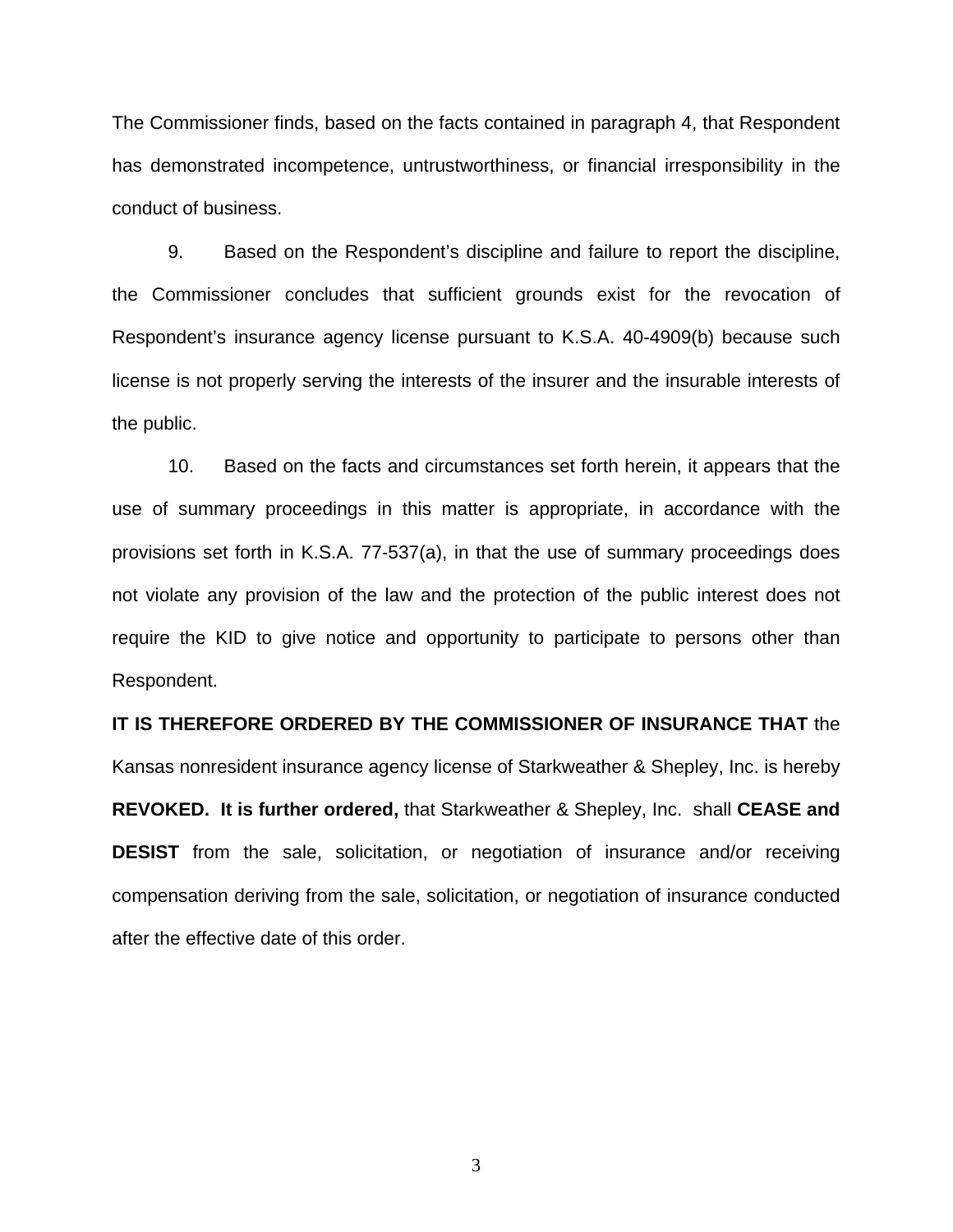The Commissioner finds, based on the facts contained in paragraph 4, that Respondent has demonstrated incompetence, untrustworthiness, or financial irresponsibility in the conduct of business.

9. Based on the Respondent's discipline and failure to report the discipline, the Commissioner concludes that sufficient grounds exist for the revocation of Respondent's insurance agency license pursuant to K.S.A. 40-4909(b) because such license is not properly serving the interests of the insurer and the insurable interests of the public.

10. Based on the facts and circumstances set forth herein, it appears that the use of summary proceedings in this matter is appropriate, in accordance with the provisions set forth in K.S.A. 77-537(a), in that the use of summary proceedings does not violate any provision of the law and the protection of the public interest does not require the KID to give notice and opportunity to participate to persons other than Respondent.

**IT IS THEREFORE ORDERED BY THE COMMISSIONER OF INSURANCE THAT** the Kansas nonresident insurance agency license of Starkweather & Shepley, Inc. is hereby **REVOKED. It is further ordered,** that Starkweather & Shepley, Inc. shall **CEASE and DESIST** from the sale, solicitation, or negotiation of insurance and/or receiving compensation deriving from the sale, solicitation, or negotiation of insurance conducted after the effective date of this order.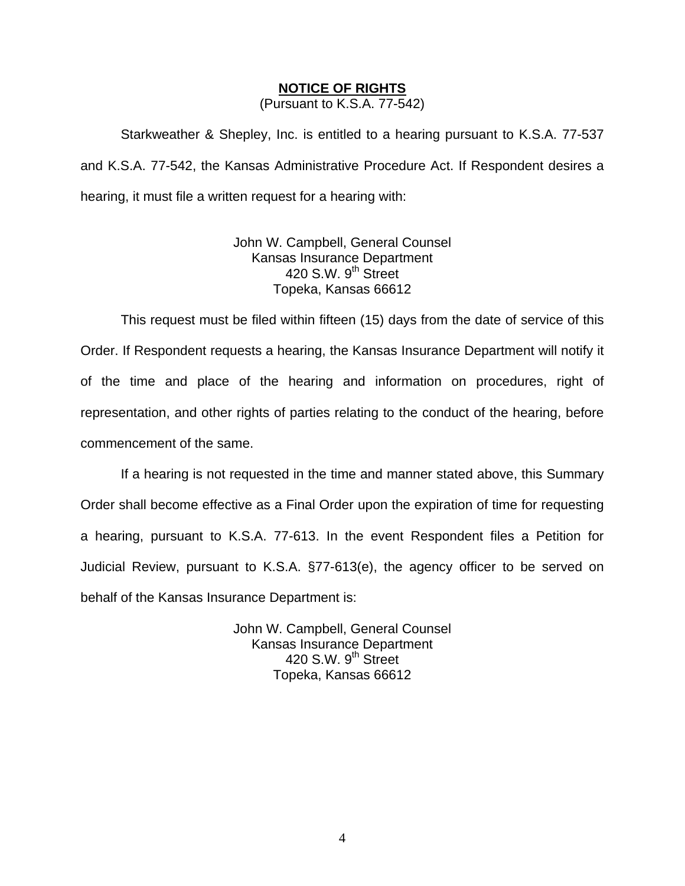**NOTICE OF RIGHTS**

(Pursuant to K.S.A. 77-542)

Starkweather & Shepley, Inc. is entitled to a hearing pursuant to K.S.A. 77-537 and K.S.A. 77-542, the Kansas Administrative Procedure Act. If Respondent desires a hearing, it must file a written request for a hearing with:

John W. Campbell, General Counsel  
Kansas Insurance Department  
420 S.W. 9th Street  
Topeka, Kansas 66612

This request must be filed within fifteen (15) days from the date of service of this Order. If Respondent requests a hearing, the Kansas Insurance Department will notify it of the time and place of the hearing and information on procedures, right of representation, and other rights of parties relating to the conduct of the hearing, before commencement of the same.

If a hearing is not requested in the time and manner stated above, this Summary Order shall become effective as a Final Order upon the expiration of time for requesting a hearing, pursuant to K.S.A. 77-613. In the event Respondent files a Petition for Judicial Review, pursuant to K.S.A. §77-613(e), the agency officer to be served on behalf of the Kansas Insurance Department is:

John W. Campbell, General Counsel  
Kansas Insurance Department  
420 S.W. 9th Street  
Topeka, Kansas 66612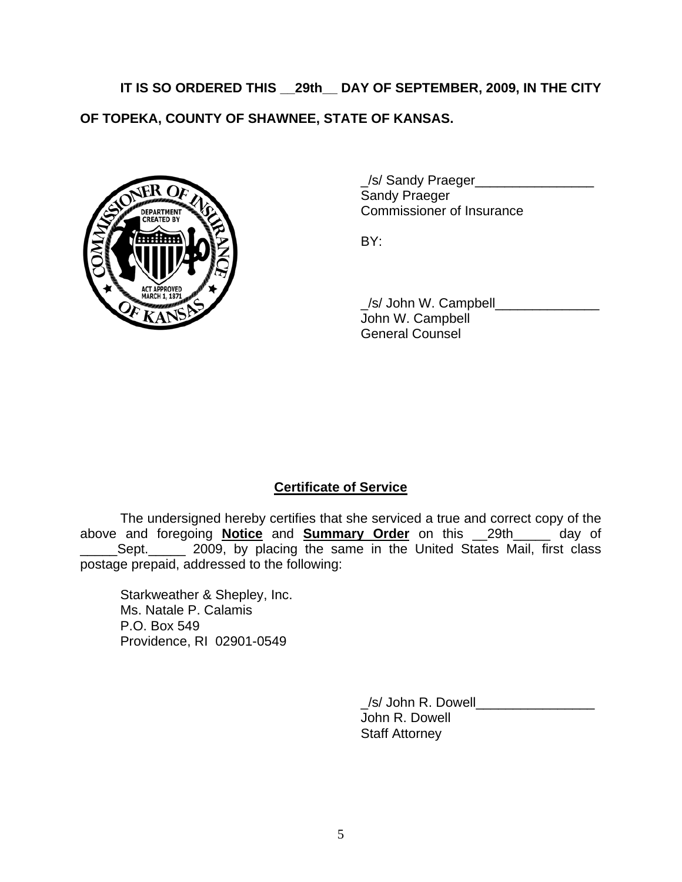**IT IS SO ORDERED THIS __29th__ DAY OF SEPTEMBER, 2009, IN THE CITY OF TOPEKA, COUNTY OF SHAWNEE, STATE OF KANSAS.**

_/s/ Sandy Praeger________________
Sandy Praeger
Commissioner of Insurance

BY:

_/s/ John W. Campbell______________
John W. Campbell
General Counsel

## Certificate of Service

The undersigned hereby certifies that she serviced a true and correct copy of the above and foregoing **Notice** and **Summary Order** on this __29th_____ day of _____Sept._____ 2009, by placing the same in the United States Mail, first class postage prepaid, addressed to the following:

Starkweather & Shepley, Inc.
Ms. Natale P. Calamis
P.O. Box 549
Providence, RI 02901-0549

_/s/ John R. Dowell________________
John R. Dowell
Staff Attorney